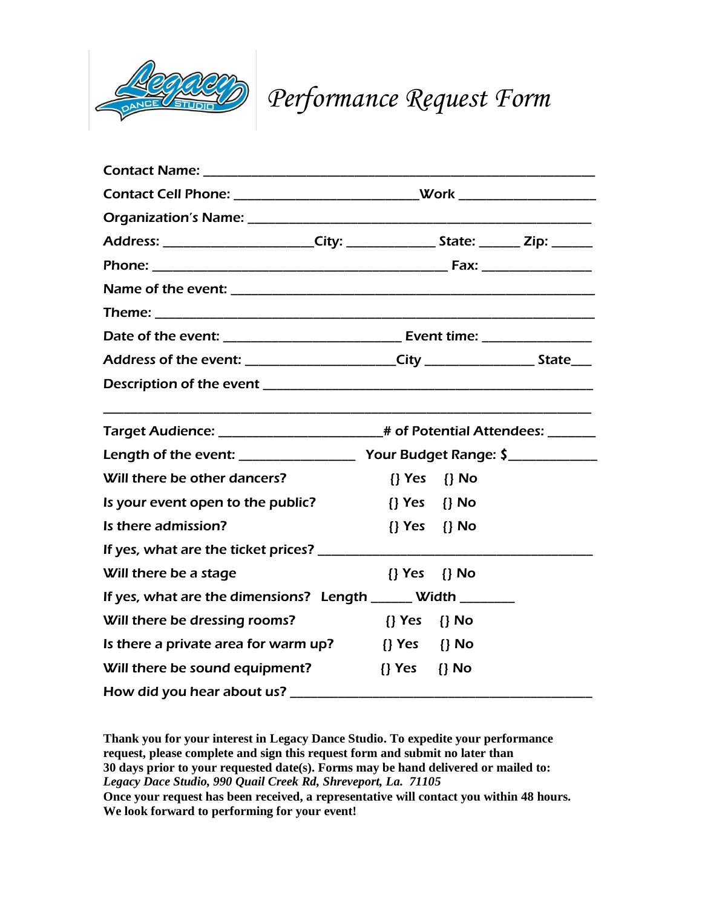# Performance Request Form

Contact Name: ___________________________________________________________

Contact Cell Phone: ___________________________Work ____________________

Organization's Name: ___________________________________________________

Address: ______________________City: _____________ State: ______ Zip: ______

Phone: ____________________________________________ Fax: ________________

Name of the event: ______________________________________________________

Theme: _________________________________________________________________

Date of the event: __________________________ Event time: ________________

Address of the event: ______________________City ________________ State___

Description of the event ________________________________________________

________________________________________________________________________

Target Audience: ________________________# of Potential Attendees: _______

Length of the event: _________________ Your Budget Range: $_____________

Will there be other dancers? {} Yes {} No

Is your event open to the public? {} Yes {} No

Is there admission? {} Yes {} No

If yes, what are the ticket prices? ________________________________________

Will there be a stage {} Yes {} No

If yes, what are the dimensions? Length ______ Width ________

Will there be dressing rooms? {} Yes {} No

Is there a private area for warm up? {} Yes {} No

Will there be sound equipment? {} Yes {} No

How did you hear about us? _____________________________________________

**Thank you for your interest in Legacy Dance Studio. To expedite your performance request, please complete and sign this request form and submit no later than 30 days prior to your requested date(s). Forms may be hand delivered or mailed to:**
***Legacy Dace Studio, 990 Quail Creek Rd, Shreveport, La. 71105***
**Once your request has been received, a representative will contact you within 48 hours. We look forward to performing for your event!**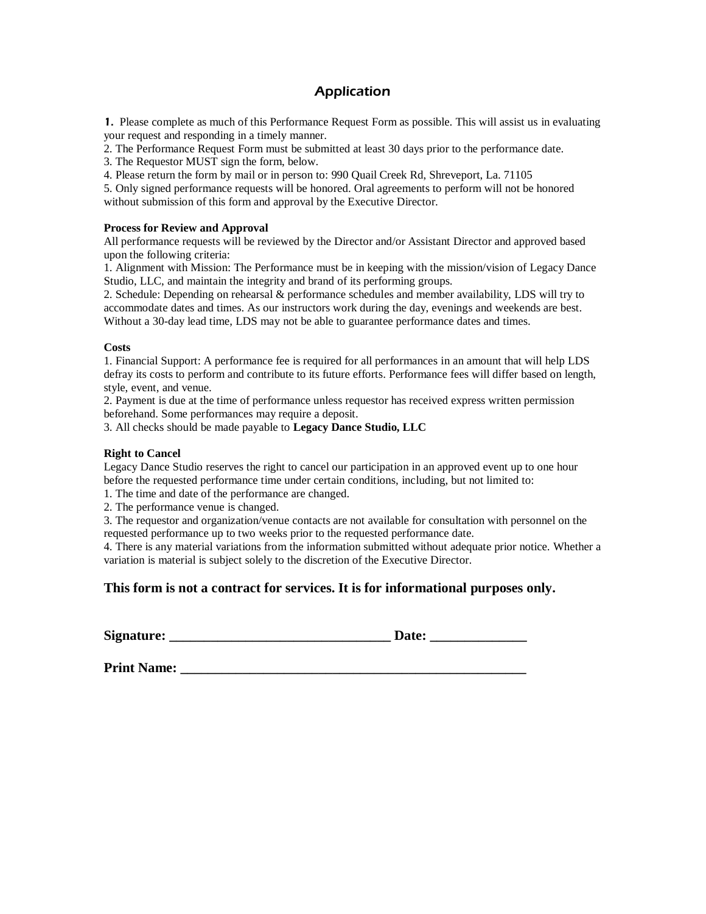## Application

1. Please complete as much of this Performance Request Form as possible. This will assist us in evaluating your request and responding in a timely manner.
2. The Performance Request Form must be submitted at least 30 days prior to the performance date.
3. The Requestor MUST sign the form, below.
4. Please return the form by mail or in person to: 990 Quail Creek Rd, Shreveport, La. 71105
5. Only signed performance requests will be honored. Oral agreements to perform will not be honored without submission of this form and approval by the Executive Director.

**Process for Review and Approval**

All performance requests will be reviewed by the Director and/or Assistant Director and approved based upon the following criteria:

1. Alignment with Mission: The Performance must be in keeping with the mission/vision of Legacy Dance Studio, LLC, and maintain the integrity and brand of its performing groups.
2. Schedule: Depending on rehearsal & performance schedules and member availability, LDS will try to accommodate dates and times. As our instructors work during the day, evenings and weekends are best. Without a 30-day lead time, LDS may not be able to guarantee performance dates and times.

**Costs**

1. Financial Support: A performance fee is required for all performances in an amount that will help LDS defray its costs to perform and contribute to its future efforts. Performance fees will differ based on length, style, event, and venue.
2. Payment is due at the time of performance unless requestor has received express written permission beforehand. Some performances may require a deposit.
3. All checks should be made payable to **Legacy Dance Studio, LLC**

**Right to Cancel**

Legacy Dance Studio reserves the right to cancel our participation in an approved event up to one hour before the requested performance time under certain conditions, including, but not limited to:

1. The time and date of the performance are changed.
2. The performance venue is changed.
3. The requestor and organization/venue contacts are not available for consultation with personnel on the requested performance up to two weeks prior to the requested performance date.
4. There is any material variations from the information submitted without adequate prior notice. Whether a variation is material is subject solely to the discretion of the Executive Director.

**This form is not a contract for services. It is for informational purposes only.**

**Signature: ________________________________ Date: ______________**

**Print Name: __________________________________________________**